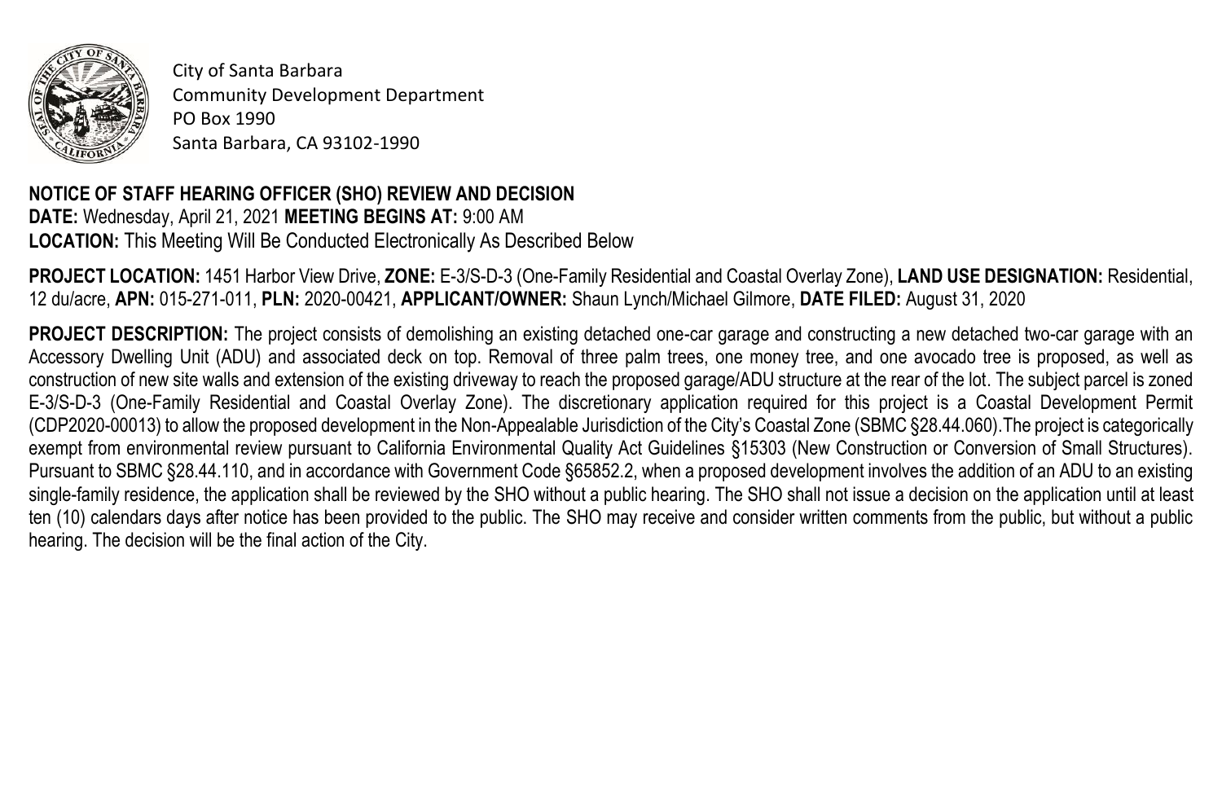City of Santa Barbara
Community Development Department
PO Box 1990
Santa Barbara, CA 93102-1990

**NOTICE OF STAFF HEARING OFFICER (SHO) REVIEW AND DECISION**
**DATE:** Wednesday, April 21, 2021 **MEETING BEGINS AT:** 9:00 AM
**LOCATION:** This Meeting Will Be Conducted Electronically As Described Below

**PROJECT LOCATION:** 1451 Harbor View Drive, **ZONE:** E-3/S-D-3 (One-Family Residential and Coastal Overlay Zone), **LAND USE DESIGNATION:** Residential, 12 du/acre, **APN:** 015-271-011, **PLN:** 2020-00421, **APPLICANT/OWNER:** Shaun Lynch/Michael Gilmore, **DATE FILED:** August 31, 2020

**PROJECT DESCRIPTION:** The project consists of demolishing an existing detached one-car garage and constructing a new detached two-car garage with an Accessory Dwelling Unit (ADU) and associated deck on top. Removal of three palm trees, one money tree, and one avocado tree is proposed, as well as construction of new site walls and extension of the existing driveway to reach the proposed garage/ADU structure at the rear of the lot. The subject parcel is zoned E-3/S-D-3 (One-Family Residential and Coastal Overlay Zone). The discretionary application required for this project is a Coastal Development Permit (CDP2020-00013) to allow the proposed development in the Non-Appealable Jurisdiction of the City's Coastal Zone (SBMC §28.44.060).The project is categorically exempt from environmental review pursuant to California Environmental Quality Act Guidelines §15303 (New Construction or Conversion of Small Structures). Pursuant to SBMC §28.44.110, and in accordance with Government Code §65852.2, when a proposed development involves the addition of an ADU to an existing single-family residence, the application shall be reviewed by the SHO without a public hearing. The SHO shall not issue a decision on the application until at least ten (10) calendars days after notice has been provided to the public. The SHO may receive and consider written comments from the public, but without a public hearing. The decision will be the final action of the City.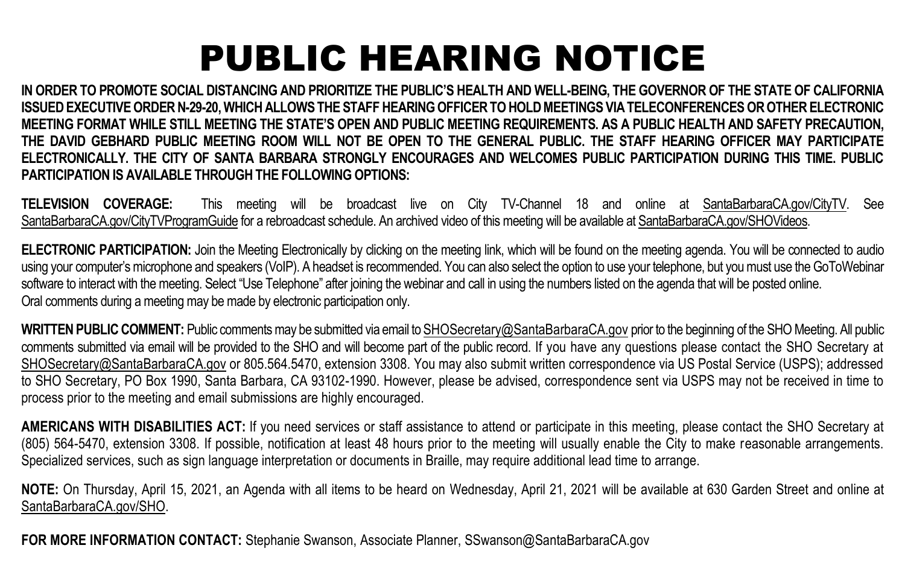# PUBLIC HEARING NOTICE

**IN ORDER TO PROMOTE SOCIAL DISTANCING AND PRIORITIZE THE PUBLIC'S HEALTH AND WELL-BEING, THE GOVERNOR OF THE STATE OF CALIFORNIA ISSUED EXECUTIVE ORDER N-29-20, WHICH ALLOWS THE STAFF HEARING OFFICER TO HOLD MEETINGS VIA TELECONFERENCES OR OTHER ELECTRONIC MEETING FORMAT WHILE STILL MEETING THE STATE'S OPEN AND PUBLIC MEETING REQUIREMENTS. AS A PUBLIC HEALTH AND SAFETY PRECAUTION, THE DAVID GEBHARD PUBLIC MEETING ROOM WILL NOT BE OPEN TO THE GENERAL PUBLIC. THE STAFF HEARING OFFICER MAY PARTICIPATE ELECTRONICALLY. THE CITY OF SANTA BARBARA STRONGLY ENCOURAGES AND WELCOMES PUBLIC PARTICIPATION DURING THIS TIME. PUBLIC PARTICIPATION IS AVAILABLE THROUGH THE FOLLOWING OPTIONS:**

**TELEVISION COVERAGE:** This meeting will be broadcast live on City TV-Channel 18 and online at SantaBarbaraCA.gov/CityTV. See SantaBarbaraCA.gov/CityTVProgramGuide for a rebroadcast schedule. An archived video of this meeting will be available at SantaBarbaraCA.gov/SHOVideos.

**ELECTRONIC PARTICIPATION:** Join the Meeting Electronically by clicking on the meeting link, which will be found on the meeting agenda. You will be connected to audio using your computer's microphone and speakers (VoIP). A headset is recommended. You can also select the option to use your telephone, but you must use the GoToWebinar software to interact with the meeting. Select "Use Telephone" after joining the webinar and call in using the numbers listed on the agenda that will be posted online.
Oral comments during a meeting may be made by electronic participation only.

**WRITTEN PUBLIC COMMENT:** Public comments may be submitted via email to SHOSecretary@SantaBarbaraCA.gov prior to the beginning of the SHO Meeting. All public comments submitted via email will be provided to the SHO and will become part of the public record. If you have any questions please contact the SHO Secretary at SHOSecretary@SantaBarbaraCA.gov or 805.564.5470, extension 3308. You may also submit written correspondence via US Postal Service (USPS); addressed to SHO Secretary, PO Box 1990, Santa Barbara, CA 93102-1990. However, please be advised, correspondence sent via USPS may not be received in time to process prior to the meeting and email submissions are highly encouraged.

**AMERICANS WITH DISABILITIES ACT:** If you need services or staff assistance to attend or participate in this meeting, please contact the SHO Secretary at (805) 564-5470, extension 3308. If possible, notification at least 48 hours prior to the meeting will usually enable the City to make reasonable arrangements. Specialized services, such as sign language interpretation or documents in Braille, may require additional lead time to arrange.

**NOTE:** On Thursday, April 15, 2021, an Agenda with all items to be heard on Wednesday, April 21, 2021 will be available at 630 Garden Street and online at SantaBarbaraCA.gov/SHO.

**FOR MORE INFORMATION CONTACT:** Stephanie Swanson, Associate Planner, SSwanson@SantaBarbaraCA.gov